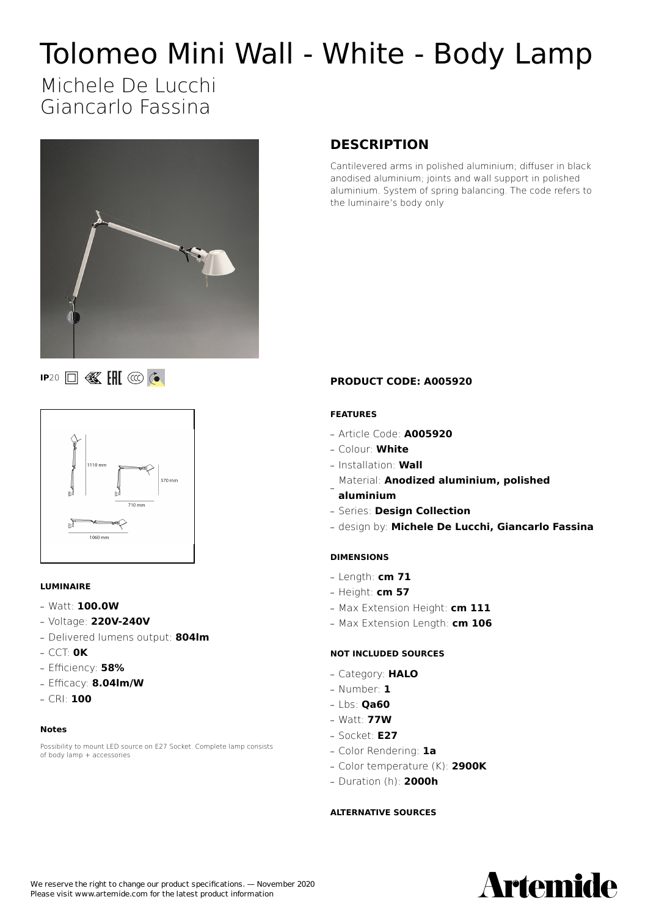# Tolomeo Mini Wall - White - Body Lamp

Michele De Lucchi
Giancarlo Fassina

## DESCRIPTION

Cantilevered arms in polished aluminium; diffuser in black anodised aluminium; joints and wall support in polished aluminium. System of spring balancing. The code refers to the luminaire's body only

IP20

### PRODUCT CODE: A005920

#### FEATURES

- Article Code: **A005920**
- Colour: **White**
- Installation: **Wall**
- Material: **Anodized aluminium, polished aluminium**
- Series: **Design Collection**
- design by: **Michele De Lucchi, Giancarlo Fassina**

#### DIMENSIONS

- Length: **cm 71**
- Height: **cm 57**
- Max Extension Height: **cm 111**
- Max Extension Length: **cm 106**

#### NOT INCLUDED SOURCES

- Category: **HALO**
- Number: **1**
- Lbs: **Qa60**
- Watt: **77W**
- Socket: **E27**
- Color Rendering: **1a**
- Color temperature (K): **2900K**
- Duration (h): **2000h**

#### ALTERNATIVE SOURCES

1110 mm

570 mm

710 mm

1060 mm

#### LUMINAIRE

- Watt: **100.0W**
- Voltage: **220V-240V**
- Delivered lumens output: **804lm**
- CCT: **0K**
- Efficiency: **58%**
- Efficacy: **8.04lm/W**
- CRI: **100**

#### Notes

Possibility to mount LED source on E27 Socket. Complete lamp consists of body lamp + accessories

We reserve the right to change our product specifications. — November 2020
Please visit www.artemide.com for the latest product information

Artemide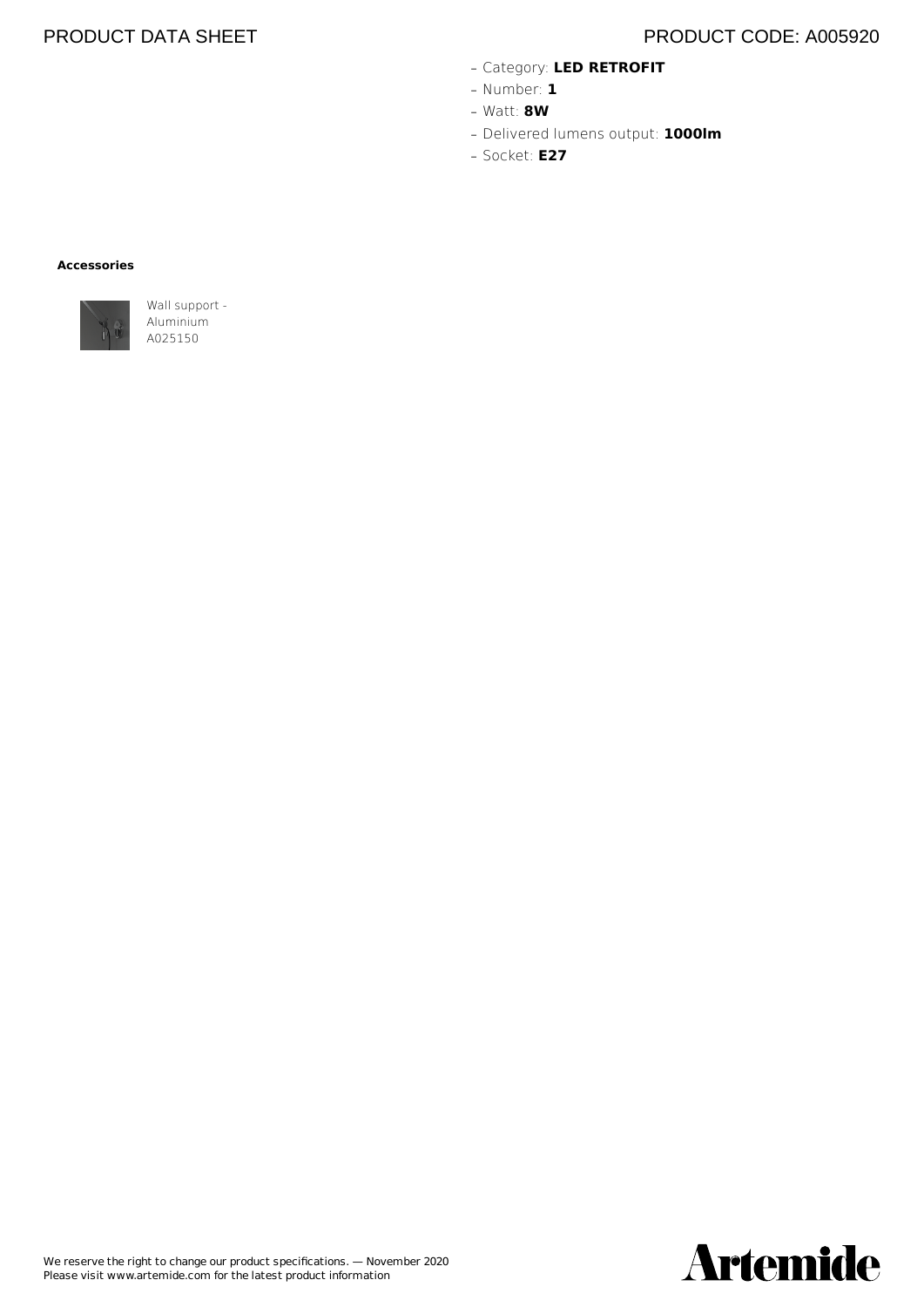- Category: **LED RETROFIT**
- Number: **1**
- Watt: **8W**
- Delivered lumens output: **1000lm**
- Socket: **E27**

**Accessories**

Wall support - Aluminium
A025150